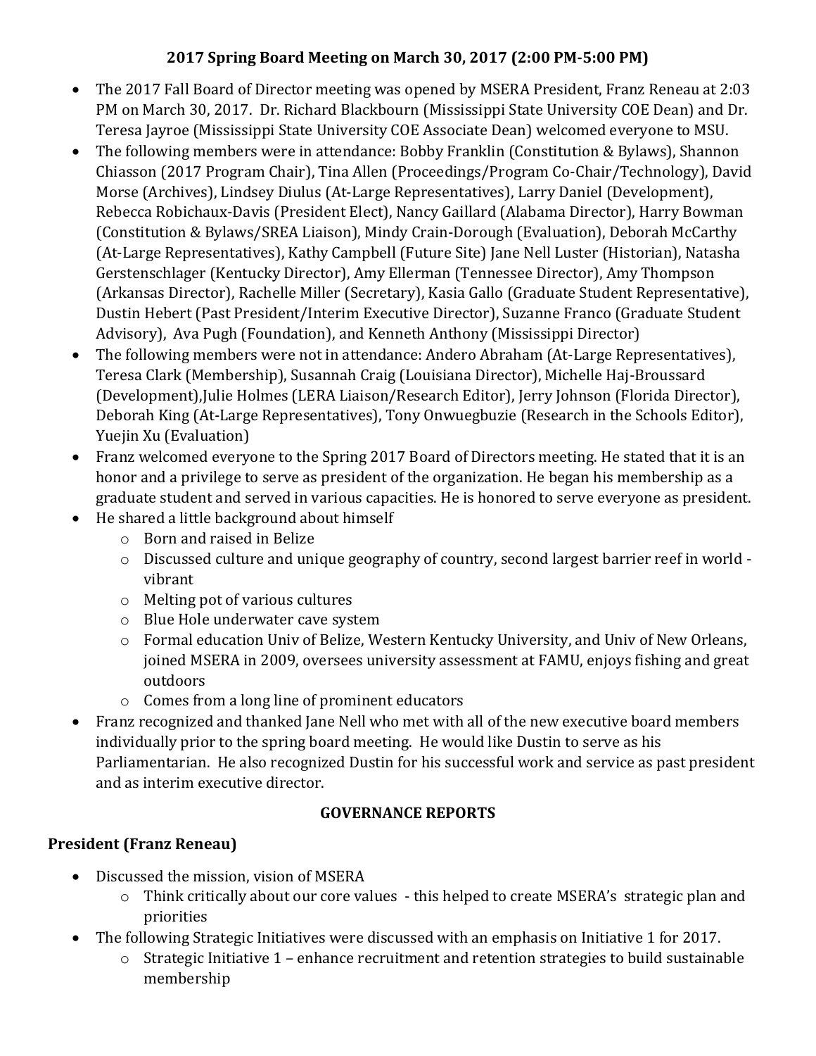**2017 Spring Board Meeting on March 30, 2017 (2:00 PM-5:00 PM)**

- The 2017 Fall Board of Director meeting was opened by MSERA President, Franz Reneau at 2:03 PM on March 30, 2017. Dr. Richard Blackbourn (Mississippi State University COE Dean) and Dr. Teresa Jayroe (Mississippi State University COE Associate Dean) welcomed everyone to MSU.
- The following members were in attendance: Bobby Franklin (Constitution & Bylaws), Shannon Chiasson (2017 Program Chair), Tina Allen (Proceedings/Program Co-Chair/Technology), David Morse (Archives), Lindsey Diulus (At-Large Representatives), Larry Daniel (Development), Rebecca Robichaux-Davis (President Elect), Nancy Gaillard (Alabama Director), Harry Bowman (Constitution & Bylaws/SREA Liaison), Mindy Crain-Dorough (Evaluation), Deborah McCarthy (At-Large Representatives), Kathy Campbell (Future Site) Jane Nell Luster (Historian), Natasha Gerstenschlager (Kentucky Director), Amy Ellerman (Tennessee Director), Amy Thompson (Arkansas Director), Rachelle Miller (Secretary), Kasia Gallo (Graduate Student Representative), Dustin Hebert (Past President/Interim Executive Director), Suzanne Franco (Graduate Student Advisory), Ava Pugh (Foundation), and Kenneth Anthony (Mississippi Director)
- The following members were not in attendance: Andero Abraham (At-Large Representatives), Teresa Clark (Membership), Susannah Craig (Louisiana Director), Michelle Haj-Broussard (Development),Julie Holmes (LERA Liaison/Research Editor), Jerry Johnson (Florida Director), Deborah King (At-Large Representatives), Tony Onwuegbuzie (Research in the Schools Editor), Yuejin Xu (Evaluation)
- Franz welcomed everyone to the Spring 2017 Board of Directors meeting. He stated that it is an honor and a privilege to serve as president of the organization. He began his membership as a graduate student and served in various capacities. He is honored to serve everyone as president.
- He shared a little background about himself
  - Born and raised in Belize
  - Discussed culture and unique geography of country, second largest barrier reef in world - vibrant
  - Melting pot of various cultures
  - Blue Hole underwater cave system
  - Formal education Univ of Belize, Western Kentucky University, and Univ of New Orleans, joined MSERA in 2009, oversees university assessment at FAMU, enjoys fishing and great outdoors
  - Comes from a long line of prominent educators
- Franz recognized and thanked Jane Nell who met with all of the new executive board members individually prior to the spring board meeting. He would like Dustin to serve as his Parliamentarian. He also recognized Dustin for his successful work and service as past president and as interim executive director.

## GOVERNANCE REPORTS

### President (Franz Reneau)

- Discussed the mission, vision of MSERA
  - Think critically about our core values - this helped to create MSERA's strategic plan and priorities
- The following Strategic Initiatives were discussed with an emphasis on Initiative 1 for 2017.
  - Strategic Initiative 1 – enhance recruitment and retention strategies to build sustainable membership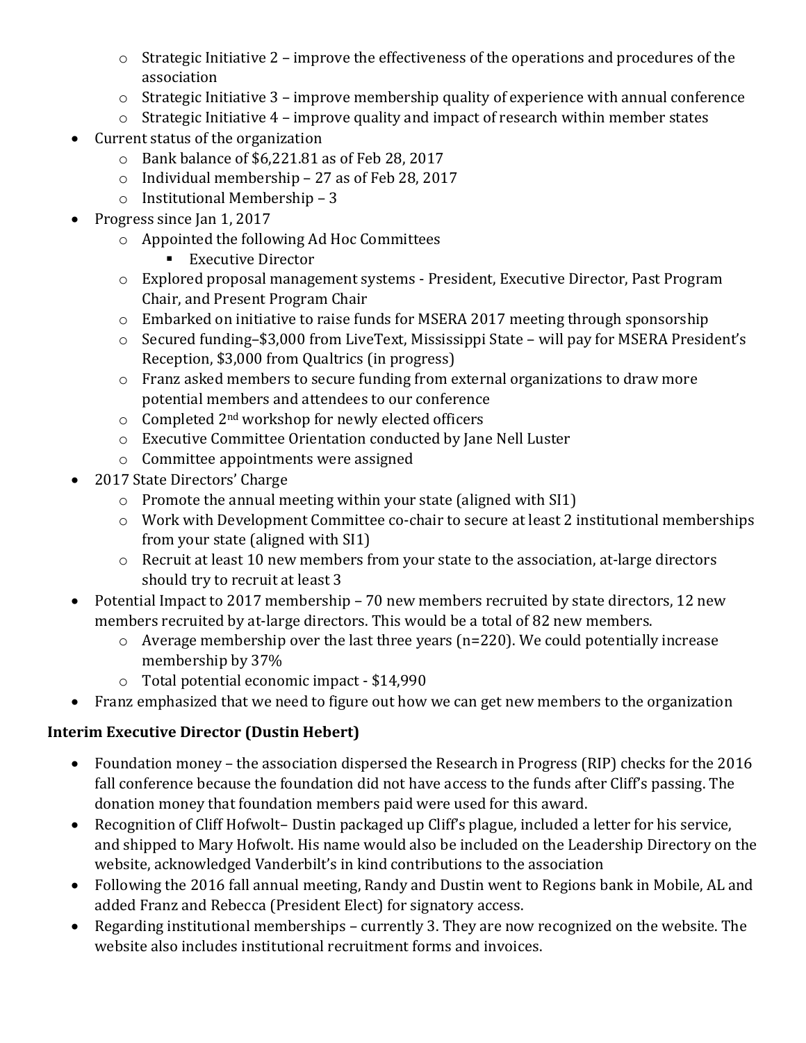- Strategic Initiative 2 – improve the effectiveness of the operations and procedures of the association
  - Strategic Initiative 3 – improve membership quality of experience with annual conference
  - Strategic Initiative 4 – improve quality and impact of research within member states
- Current status of the organization
  - Bank balance of $6,221.81 as of Feb 28, 2017
  - Individual membership – 27 as of Feb 28, 2017
  - Institutional Membership – 3
- Progress since Jan 1, 2017
  - Appointed the following Ad Hoc Committees
    - Executive Director
  - Explored proposal management systems - President, Executive Director, Past Program Chair, and Present Program Chair
  - Embarked on initiative to raise funds for MSERA 2017 meeting through sponsorship
  - Secured funding–$3,000 from LiveText, Mississippi State – will pay for MSERA President's Reception, $3,000 from Qualtrics (in progress)
  - Franz asked members to secure funding from external organizations to draw more potential members and attendees to our conference
  - Completed 2nd workshop for newly elected officers
  - Executive Committee Orientation conducted by Jane Nell Luster
  - Committee appointments were assigned
- 2017 State Directors' Charge
  - Promote the annual meeting within your state (aligned with SI1)
  - Work with Development Committee co-chair to secure at least 2 institutional memberships from your state (aligned with SI1)
  - Recruit at least 10 new members from your state to the association, at-large directors should try to recruit at least 3
- Potential Impact to 2017 membership – 70 new members recruited by state directors, 12 new members recruited by at-large directors. This would be a total of 82 new members.
  - Average membership over the last three years (n=220). We could potentially increase membership by 37%
  - Total potential economic impact - $14,990
- Franz emphasized that we need to figure out how we can get new members to the organization

**Interim Executive Director (Dustin Hebert)**

- Foundation money – the association dispersed the Research in Progress (RIP) checks for the 2016 fall conference because the foundation did not have access to the funds after Cliff's passing. The donation money that foundation members paid were used for this award.
- Recognition of Cliff Hofwolt– Dustin packaged up Cliff's plague, included a letter for his service, and shipped to Mary Hofwolt. His name would also be included on the Leadership Directory on the website, acknowledged Vanderbilt's in kind contributions to the association
- Following the 2016 fall annual meeting, Randy and Dustin went to Regions bank in Mobile, AL and added Franz and Rebecca (President Elect) for signatory access.
- Regarding institutional memberships – currently 3. They are now recognized on the website. The website also includes institutional recruitment forms and invoices.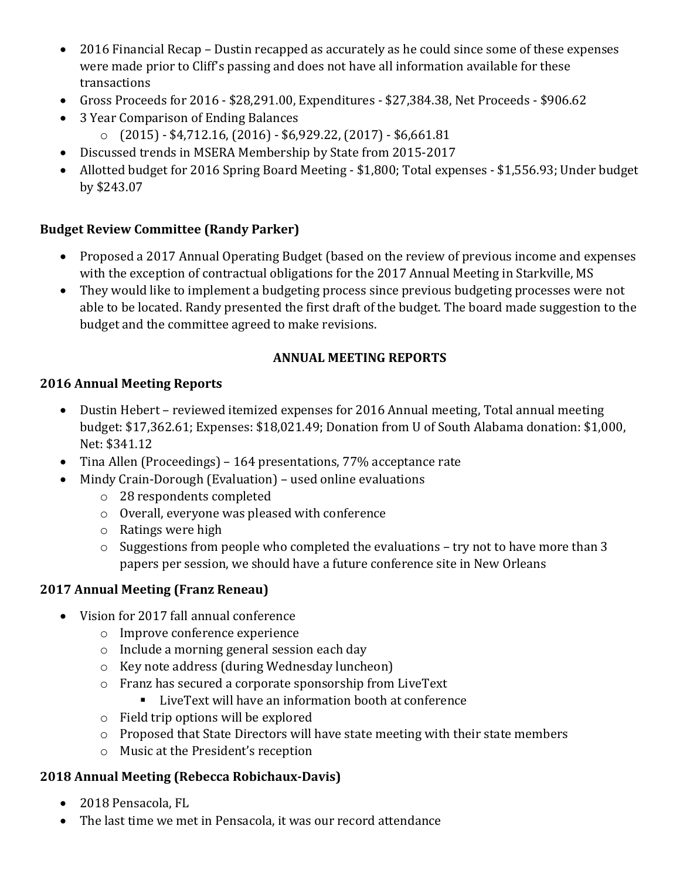- 2016 Financial Recap – Dustin recapped as accurately as he could since some of these expenses were made prior to Cliff's passing and does not have all information available for these transactions
- Gross Proceeds for 2016 - $28,291.00, Expenditures - $27,384.38, Net Proceeds - $906.62
- 3 Year Comparison of Ending Balances
  - (2015) - $4,712.16, (2016) - $6,929.22, (2017) - $6,661.81
- Discussed trends in MSERA Membership by State from 2015-2017
- Allotted budget for 2016 Spring Board Meeting - $1,800; Total expenses - $1,556.93; Under budget by $243.07

**Budget Review Committee (Randy Parker)**

- Proposed a 2017 Annual Operating Budget (based on the review of previous income and expenses with the exception of contractual obligations for the 2017 Annual Meeting in Starkville, MS
- They would like to implement a budgeting process since previous budgeting processes were not able to be located. Randy presented the first draft of the budget. The board made suggestion to the budget and the committee agreed to make revisions.

## ANNUAL MEETING REPORTS

**2016 Annual Meeting Reports**

- Dustin Hebert – reviewed itemized expenses for 2016 Annual meeting, Total annual meeting budget: $17,362.61; Expenses: $18,021.49; Donation from U of South Alabama donation: $1,000, Net: $341.12
- Tina Allen (Proceedings) – 164 presentations, 77% acceptance rate
- Mindy Crain-Dorough (Evaluation) – used online evaluations
  - 28 respondents completed
  - Overall, everyone was pleased with conference
  - Ratings were high
  - Suggestions from people who completed the evaluations – try not to have more than 3 papers per session, we should have a future conference site in New Orleans

**2017 Annual Meeting (Franz Reneau)**

- Vision for 2017 fall annual conference
  - Improve conference experience
  - Include a morning general session each day
  - Key note address (during Wednesday luncheon)
  - Franz has secured a corporate sponsorship from LiveText
    - LiveText will have an information booth at conference
  - Field trip options will be explored
  - Proposed that State Directors will have state meeting with their state members
  - Music at the President's reception

**2018 Annual Meeting (Rebecca Robichaux-Davis)**

- 2018 Pensacola, FL
- The last time we met in Pensacola, it was our record attendance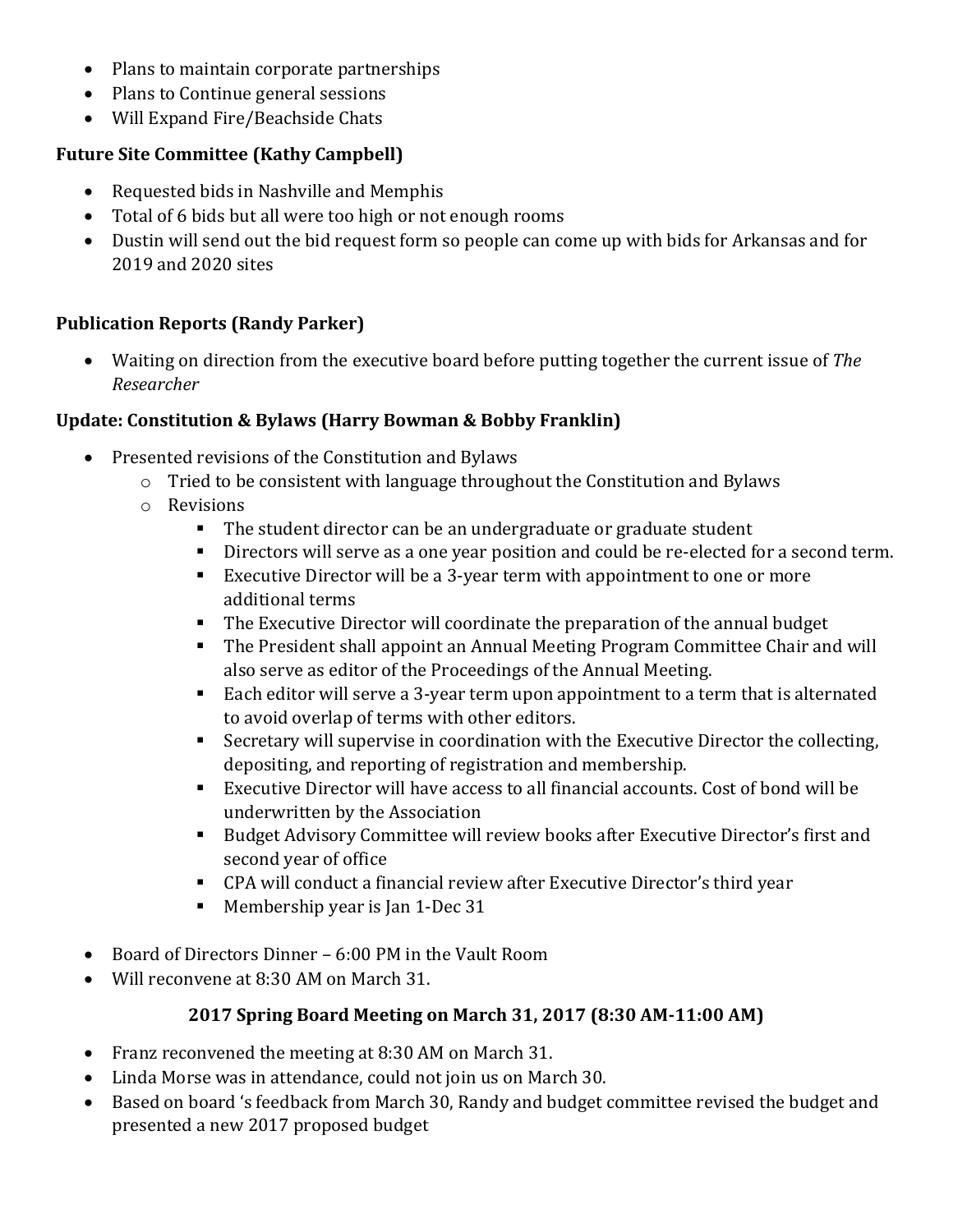- Plans to maintain corporate partnerships
- Plans to Continue general sessions
- Will Expand Fire/Beachside Chats

**Future Site Committee (Kathy Campbell)**

- Requested bids in Nashville and Memphis
- Total of 6 bids but all were too high or not enough rooms
- Dustin will send out the bid request form so people can come up with bids for Arkansas and for 2019 and 2020 sites

**Publication Reports (Randy Parker)**

- Waiting on direction from the executive board before putting together the current issue of *The Researcher*

**Update: Constitution & Bylaws (Harry Bowman & Bobby Franklin)**

- Presented revisions of the Constitution and Bylaws
  - Tried to be consistent with language throughout the Constitution and Bylaws
  - Revisions
    - The student director can be an undergraduate or graduate student
    - Directors will serve as a one year position and could be re-elected for a second term.
    - Executive Director will be a 3-year term with appointment to one or more additional terms
    - The Executive Director will coordinate the preparation of the annual budget
    - The President shall appoint an Annual Meeting Program Committee Chair and will also serve as editor of the Proceedings of the Annual Meeting.
    - Each editor will serve a 3-year term upon appointment to a term that is alternated to avoid overlap of terms with other editors.
    - Secretary will supervise in coordination with the Executive Director the collecting, depositing, and reporting of registration and membership.
    - Executive Director will have access to all financial accounts. Cost of bond will be underwritten by the Association
    - Budget Advisory Committee will review books after Executive Director's first and second year of office
    - CPA will conduct a financial review after Executive Director's third year
    - Membership year is Jan 1-Dec 31

- Board of Directors Dinner – 6:00 PM in the Vault Room
- Will reconvene at 8:30 AM on March 31.

**2017 Spring Board Meeting on March 31, 2017 (8:30 AM-11:00 AM)**

- Franz reconvened the meeting at 8:30 AM on March 31.
- Linda Morse was in attendance, could not join us on March 30.
- Based on board 's feedback from March 30, Randy and budget committee revised the budget and presented a new 2017 proposed budget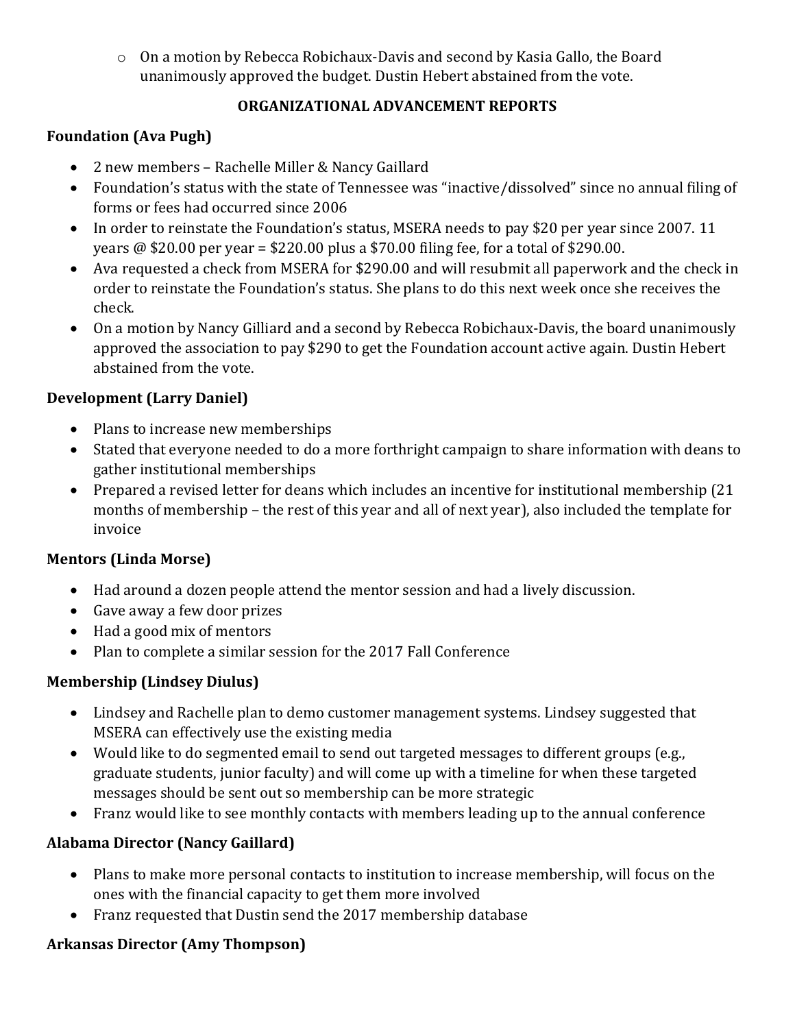- On a motion by Rebecca Robichaux-Davis and second by Kasia Gallo, the Board unanimously approved the budget. Dustin Hebert abstained from the vote.

## ORGANIZATIONAL ADVANCEMENT REPORTS

### Foundation (Ava Pugh)

- 2 new members – Rachelle Miller & Nancy Gaillard
- Foundation's status with the state of Tennessee was "inactive/dissolved" since no annual filing of forms or fees had occurred since 2006
- In order to reinstate the Foundation's status, MSERA needs to pay $20 per year since 2007. 11 years @ $20.00 per year = $220.00 plus a $70.00 filing fee, for a total of $290.00.
- Ava requested a check from MSERA for $290.00 and will resubmit all paperwork and the check in order to reinstate the Foundation's status. She plans to do this next week once she receives the check.
- On a motion by Nancy Gilliard and a second by Rebecca Robichaux-Davis, the board unanimously approved the association to pay $290 to get the Foundation account active again. Dustin Hebert abstained from the vote.

### Development (Larry Daniel)

- Plans to increase new memberships
- Stated that everyone needed to do a more forthright campaign to share information with deans to gather institutional memberships
- Prepared a revised letter for deans which includes an incentive for institutional membership (21 months of membership – the rest of this year and all of next year), also included the template for invoice

### Mentors (Linda Morse)

- Had around a dozen people attend the mentor session and had a lively discussion.
- Gave away a few door prizes
- Had a good mix of mentors
- Plan to complete a similar session for the 2017 Fall Conference

### Membership (Lindsey Diulus)

- Lindsey and Rachelle plan to demo customer management systems. Lindsey suggested that MSERA can effectively use the existing media
- Would like to do segmented email to send out targeted messages to different groups (e.g., graduate students, junior faculty) and will come up with a timeline for when these targeted messages should be sent out so membership can be more strategic
- Franz would like to see monthly contacts with members leading up to the annual conference

### Alabama Director (Nancy Gaillard)

- Plans to make more personal contacts to institution to increase membership, will focus on the ones with the financial capacity to get them more involved
- Franz requested that Dustin send the 2017 membership database

### Arkansas Director (Amy Thompson)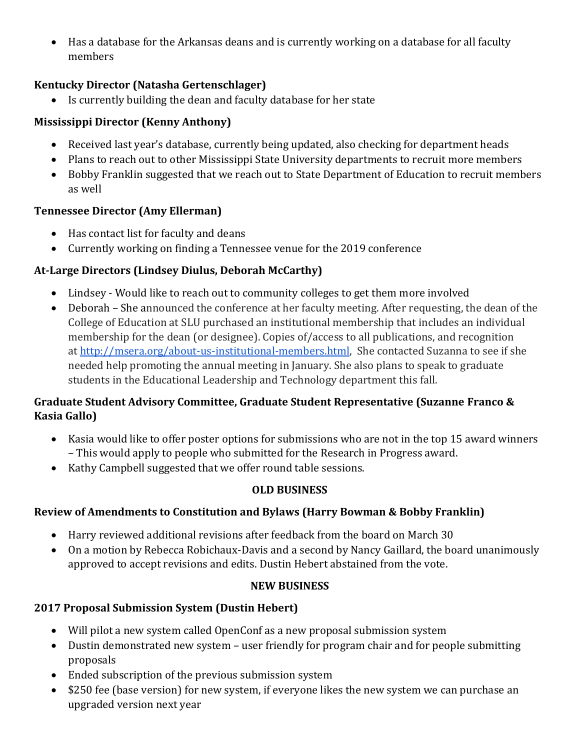- Has a database for the Arkansas deans and is currently working on a database for all faculty members

**Kentucky Director (Natasha Gertenschlager)**

- Is currently building the dean and faculty database for her state

**Mississippi Director (Kenny Anthony)**

- Received last year's database, currently being updated, also checking for department heads
- Plans to reach out to other Mississippi State University departments to recruit more members
- Bobby Franklin suggested that we reach out to State Department of Education to recruit members as well

**Tennessee Director (Amy Ellerman)**

- Has contact list for faculty and deans
- Currently working on finding a Tennessee venue for the 2019 conference

**At-Large Directors (Lindsey Diulus, Deborah McCarthy)**

- Lindsey - Would like to reach out to community colleges to get them more involved
- Deborah – She announced the conference at her faculty meeting. After requesting, the dean of the College of Education at SLU purchased an institutional membership that includes an individual membership for the dean (or designee). Copies of/access to all publications, and recognition at [http://msera.org/about-us-institutional-members.html](http://msera.org/about-us-institutional-members.html), She contacted Suzanna to see if she needed help promoting the annual meeting in January. She also plans to speak to graduate students in the Educational Leadership and Technology department this fall.

**Graduate Student Advisory Committee, Graduate Student Representative (Suzanne Franco & Kasia Gallo)**

- Kasia would like to offer poster options for submissions who are not in the top 15 award winners – This would apply to people who submitted for the Research in Progress award.
- Kathy Campbell suggested that we offer round table sessions.

**OLD BUSINESS**

**Review of Amendments to Constitution and Bylaws (Harry Bowman & Bobby Franklin)**

- Harry reviewed additional revisions after feedback from the board on March 30
- On a motion by Rebecca Robichaux-Davis and a second by Nancy Gaillard, the board unanimously approved to accept revisions and edits. Dustin Hebert abstained from the vote.

**NEW BUSINESS**

**2017 Proposal Submission System (Dustin Hebert)**

- Will pilot a new system called OpenConf as a new proposal submission system
- Dustin demonstrated new system – user friendly for program chair and for people submitting proposals
- Ended subscription of the previous submission system
- $250 fee (base version) for new system, if everyone likes the new system we can purchase an upgraded version next year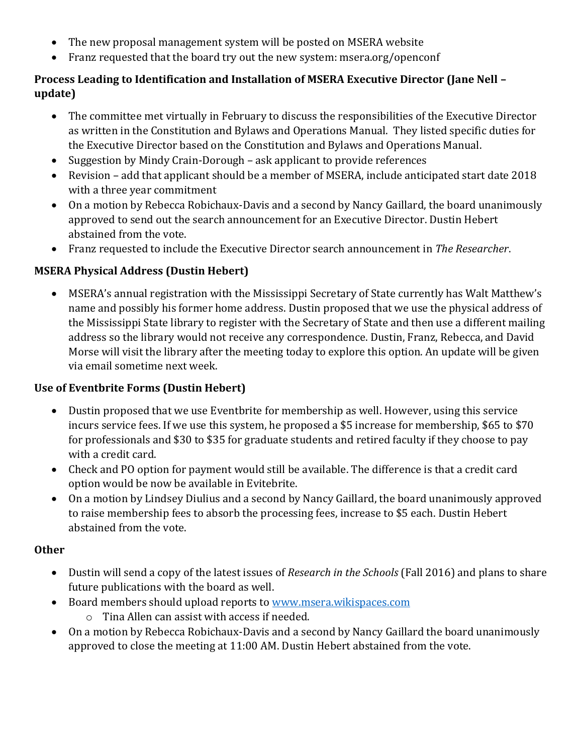- The new proposal management system will be posted on MSERA website
- Franz requested that the board try out the new system: msera.org/openconf

**Process Leading to Identification and Installation of MSERA Executive Director (Jane Nell – update)**

- The committee met virtually in February to discuss the responsibilities of the Executive Director as written in the Constitution and Bylaws and Operations Manual. They listed specific duties for the Executive Director based on the Constitution and Bylaws and Operations Manual.
- Suggestion by Mindy Crain-Dorough – ask applicant to provide references
- Revision – add that applicant should be a member of MSERA, include anticipated start date 2018 with a three year commitment
- On a motion by Rebecca Robichaux-Davis and a second by Nancy Gaillard, the board unanimously approved to send out the search announcement for an Executive Director. Dustin Hebert abstained from the vote.
- Franz requested to include the Executive Director search announcement in *The Researcher*.

**MSERA Physical Address (Dustin Hebert)**

- MSERA's annual registration with the Mississippi Secretary of State currently has Walt Matthew's name and possibly his former home address. Dustin proposed that we use the physical address of the Mississippi State library to register with the Secretary of State and then use a different mailing address so the library would not receive any correspondence. Dustin, Franz, Rebecca, and David Morse will visit the library after the meeting today to explore this option. An update will be given via email sometime next week.

**Use of Eventbrite Forms (Dustin Hebert)**

- Dustin proposed that we use Eventbrite for membership as well. However, using this service incurs service fees. If we use this system, he proposed a $5 increase for membership, $65 to $70 for professionals and $30 to $35 for graduate students and retired faculty if they choose to pay with a credit card.
- Check and PO option for payment would still be available. The difference is that a credit card option would be now be available in Evitebrite.
- On a motion by Lindsey Diulius and a second by Nancy Gaillard, the board unanimously approved to raise membership fees to absorb the processing fees, increase to $5 each. Dustin Hebert abstained from the vote.

**Other**

- Dustin will send a copy of the latest issues of *Research in the Schools* (Fall 2016) and plans to share future publications with the board as well.
- Board members should upload reports to www.msera.wikispaces.com
  - Tina Allen can assist with access if needed.
- On a motion by Rebecca Robichaux-Davis and a second by Nancy Gaillard the board unanimously approved to close the meeting at 11:00 AM. Dustin Hebert abstained from the vote.